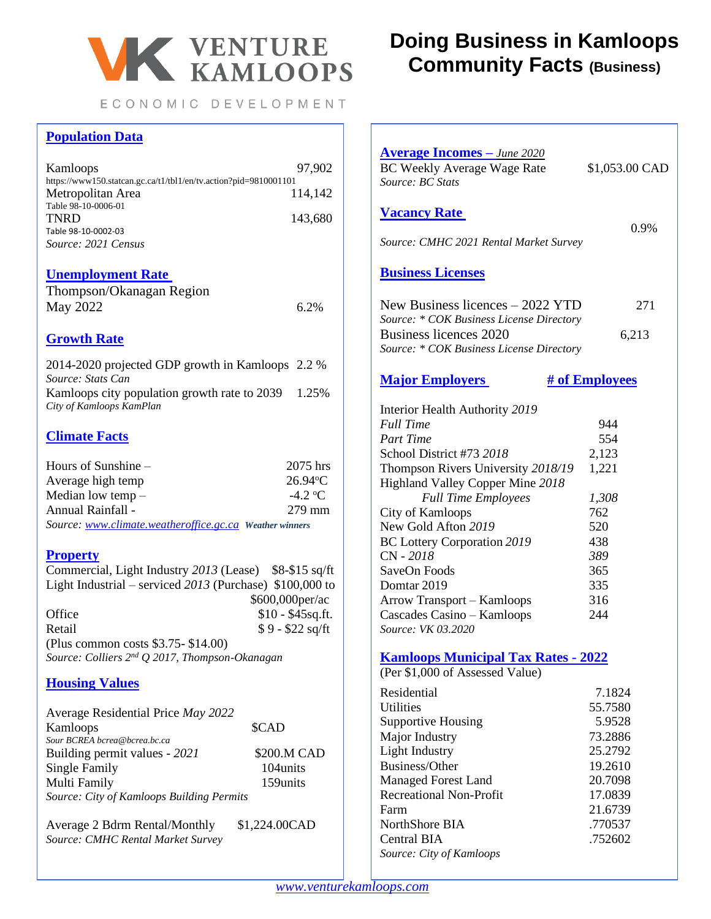VENTURE KAMLOOPS

ECONOMIC DEVELOPMENT

# Doing Business in Kamloops Community Facts (Business)

## Population Data

| | |
|---|---|
| Kamloops | 97,902 |
| https://www150.statcan.gc.ca/t1/tbl1/en/tv.action?pid=9810001101 | |
| Metropolitan Area | 114,142 |
| Table 98-10-0006-01 | |
| TNRD | 143,680 |
| Table 98-10-0002-03 | |

*Source: 2021 Census*

## Unemployment Rate

| | |
|---|---|
| Thompson/Okanagan Region May 2022 | 6.2% |

## Growth Rate

| | |
|---|---|
| 2014-2020 projected GDP growth in Kamloops | 2.2 % |
| *Source: Stats Can* | |
| Kamloops city population growth rate to 2039 | 1.25% |
| *City of Kamloops KamPlan* | |

## Climate Facts

| | |
|---|---|
| Hours of Sunshine – | 2075 hrs |
| Average high temp | 26.94ºC |
| Median low temp – | -4.2 ºC |
| Annual Rainfall - | 279 mm |

*Source: www.climate.weatheroffice.gc.ca* **Weather winners**

## Property

| | |
|---|---|
| Commercial, Light Industry *2013* (Lease) | $8-$15 sq/ft |
| Light Industrial – serviced *2013* (Purchase) | $100,000 to $600,000per/ac |
| Office | $10 - $45sq.ft. |
| Retail | $ 9 - $22 sq/ft |

(Plus common costs $3.75- $14.00)

*Source: Colliers 2nd Q 2017, Thompson-Okanagan*

## Housing Values

| | |
|---|---|
| Average Residential Price *May 2022* | |
| Kamloops | $CAD |
| *Sour BCREA bcrea@bcrea.bc.ca* | |
| Building permit values - *2021* | $200.M CAD |
| Single Family | 104units |
| Multi Family | 159units |

*Source: City of Kamloops Building Permits*

| | |
|---|---|
| Average 2 Bdrm Rental/Monthly | $1,224.00CAD |

*Source: CMHC Rental Market Survey*

## Average Incomes – *June 2020*

| | |
|---|---|
| BC Weekly Average Wage Rate | $1,053.00 CAD |

*Source: BC Stats*

## Vacancy Rate

| | |
|---|---|
| *Source: CMHC 2021 Rental Market Survey* | 0.9% |

## Business Licenses

| | |
|---|---|
| New Business licences – 2022 YTD | 271 |
| *Source: * COK Business License Directory* | |
| Business licences 2020 | 6,213 |
| *Source: * COK Business License Directory* | |

## Major Employers

| Major Employers | # of Employees |
|---|---|
| Interior Health Authority *2019* | |
| *Full Time* | 944 |
| *Part Time* | 554 |
| School District #73 *2018* | 2,123 |
| Thompson Rivers University *2018/19* | 1,221 |
| Highland Valley Copper Mine *2018* | |
| *Full Time Employees* | *1,308* |
| City of Kamloops | 762 |
| New Gold Afton *2019* | 520 |
| BC Lottery Corporation *2019* | 438 |
| CN - *2018* | *389* |
| SaveOn Foods | 365 |
| Domtar 2019 | 335 |
| Arrow Transport – Kamloops | 316 |
| Cascades Casino – Kamloops | 244 |

*Source: VK 03.2020*

## Kamloops Municipal Tax Rates - 2022

(Per $1,000 of Assessed Value)

| | |
|---|---|
| Residential | 7.1824 |
| Utilities | 55.7580 |
| Supportive Housing | 5.9528 |
| Major Industry | 73.2886 |
| Light Industry | 25.2792 |
| Business/Other | 19.2610 |
| Managed Forest Land | 20.7098 |
| Recreational Non-Profit | 17.0839 |
| Farm | 21.6739 |
| NorthShore BIA | .770537 |
| Central BIA | .752602 |

*Source: City of Kamloops*

*www.venturekamloops.com*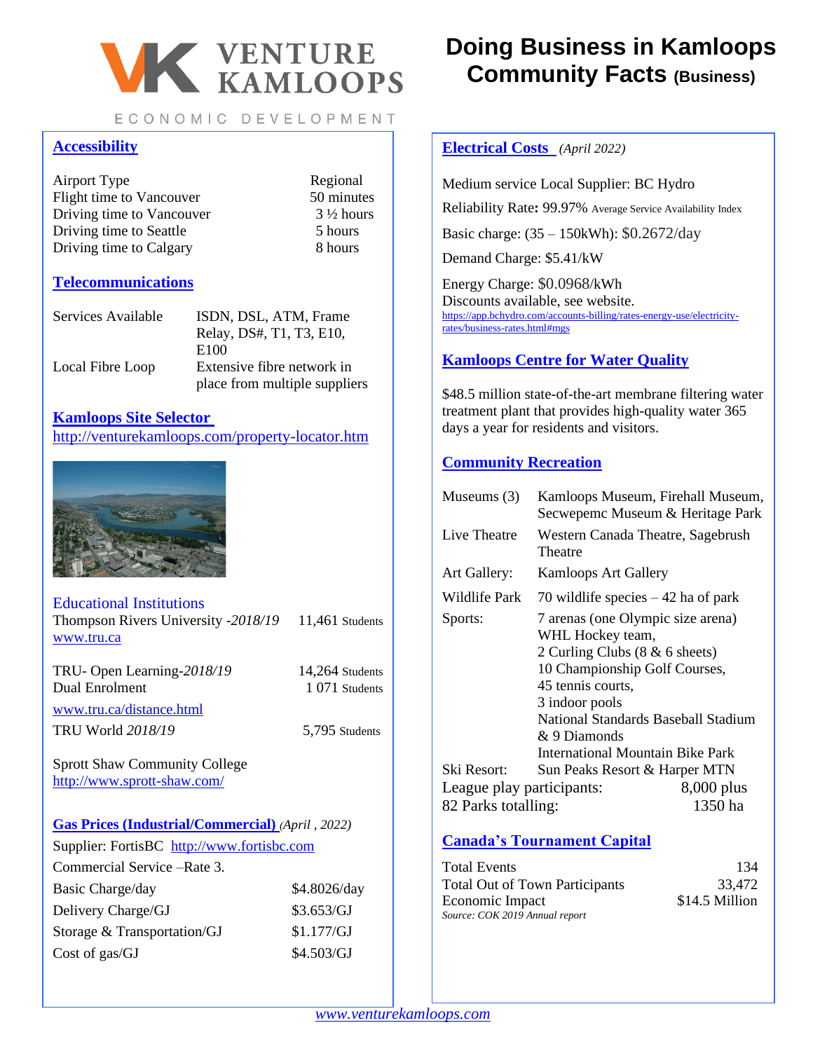# Doing Business in Kamloops Community Facts (Business)

VENTURE KAMLOOPS

ECONOMIC DEVELOPMENT

## Accessibility

| | |
|---|---|
| Airport Type | Regional |
| Flight time to Vancouver | 50 minutes |
| Driving time to Vancouver | 3 ½ hours |
| Driving time to Seattle | 5 hours |
| Driving time to Calgary | 8 hours |

## Telecommunications

| | |
|---|---|
| Services Available | ISDN, DSL, ATM, Frame Relay, DS#, T1, T3, E10, E100 |
| Local Fibre Loop | Extensive fibre network in place from multiple suppliers |

## Kamloops Site Selector

http://venturekamloops.com/property-locator.htm

## Educational Institutions

| | |
|---|---|
| Thompson Rivers University -*2018/19* | 11,461 Students |
| www.tru.ca | |
| TRU- Open Learning-*2018/19* | 14,264 Students |
| Dual Enrolment | 1 071 Students |
| www.tru.ca/distance.html | |
| TRU World *2018/19* | 5,795 Students |

Sprott Shaw Community College
http://www.sprott-shaw.com/

## Gas Prices (Industrial/Commercial) *(April , 2022)*

Supplier: FortisBC http://www.fortisbc.com

Commercial Service –Rate 3.

| | |
|---|---|
| Basic Charge/day | $4.8026/day |
| Delivery Charge/GJ | $3.653/GJ |
| Storage & Transportation/GJ | $1.177/GJ |
| Cost of gas/GJ | $4.503/GJ |

## Electrical Costs *(April 2022)*

Medium service Local Supplier: BC Hydro

Reliability Rate**:** 99.97% Average Service Availability Index

Basic charge: (35 – 150kWh): $0.2672/day

Demand Charge: $5.41/kW

Energy Charge: $0.0968/kWh
Discounts available, see website.
https://app.bchydro.com/accounts-billing/rates-energy-use/electricity-rates/business-rates.html#mgs

## Kamloops Centre for Water Quality

$48.5 million state-of-the-art membrane filtering water treatment plant that provides high-quality water 365 days a year for residents and visitors.

## Community Recreation

| | |
|---|---|
| Museums (3) | Kamloops Museum, Firehall Museum, Secwepemc Museum & Heritage Park |
| Live Theatre | Western Canada Theatre, Sagebrush Theatre |
| Art Gallery: | Kamloops Art Gallery |
| Wildlife Park | 70 wildlife species – 42 ha of park |
| Sports: | 7 arenas (one Olympic size arena) WHL Hockey team, 2 Curling Clubs (8 & 6 sheets) 10 Championship Golf Courses, 45 tennis courts, 3 indoor pools National Standards Baseball Stadium & 9 Diamonds International Mountain Bike Park |
| Ski Resort: | Sun Peaks Resort & Harper MTN |
| League play participants: | 8,000 plus |
| 82 Parks totalling: | 1350 ha |

## Canada's Tournament Capital

| | |
|---|---|
| Total Events | 134 |
| Total Out of Town Participants | 33,472 |
| Economic Impact | $14.5 Million |

*Source: COK 2019 Annual report*

*www.venturekamloops.com*